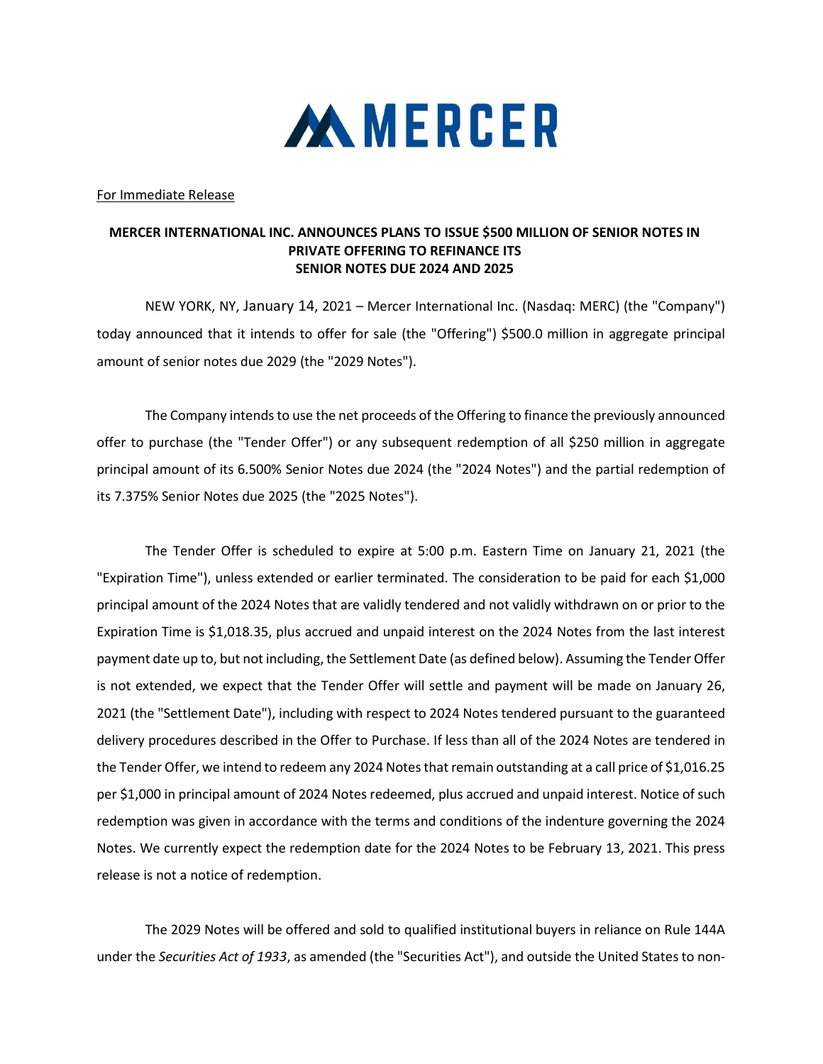MERCER

For Immediate Release

**MERCER INTERNATIONAL INC. ANNOUNCES PLANS TO ISSUE $500 MILLION OF SENIOR NOTES IN PRIVATE OFFERING TO REFINANCE ITS SENIOR NOTES DUE 2024 AND 2025**

NEW YORK, NY, January 14, 2021 – Mercer International Inc. (Nasdaq: MERC) (the "Company") today announced that it intends to offer for sale (the "Offering") $500.0 million in aggregate principal amount of senior notes due 2029 (the "2029 Notes").

The Company intends to use the net proceeds of the Offering to finance the previously announced offer to purchase (the "Tender Offer") or any subsequent redemption of all $250 million in aggregate principal amount of its 6.500% Senior Notes due 2024 (the "2024 Notes") and the partial redemption of its 7.375% Senior Notes due 2025 (the "2025 Notes").

The Tender Offer is scheduled to expire at 5:00 p.m. Eastern Time on January 21, 2021 (the "Expiration Time"), unless extended or earlier terminated. The consideration to be paid for each $1,000 principal amount of the 2024 Notes that are validly tendered and not validly withdrawn on or prior to the Expiration Time is $1,018.35, plus accrued and unpaid interest on the 2024 Notes from the last interest payment date up to, but not including, the Settlement Date (as defined below). Assuming the Tender Offer is not extended, we expect that the Tender Offer will settle and payment will be made on January 26, 2021 (the "Settlement Date"), including with respect to 2024 Notes tendered pursuant to the guaranteed delivery procedures described in the Offer to Purchase. If less than all of the 2024 Notes are tendered in the Tender Offer, we intend to redeem any 2024 Notes that remain outstanding at a call price of $1,016.25 per $1,000 in principal amount of 2024 Notes redeemed, plus accrued and unpaid interest. Notice of such redemption was given in accordance with the terms and conditions of the indenture governing the 2024 Notes. We currently expect the redemption date for the 2024 Notes to be February 13, 2021. This press release is not a notice of redemption.

The 2029 Notes will be offered and sold to qualified institutional buyers in reliance on Rule 144A under the *Securities Act of 1933*, as amended (the "Securities Act"), and outside the United States to non-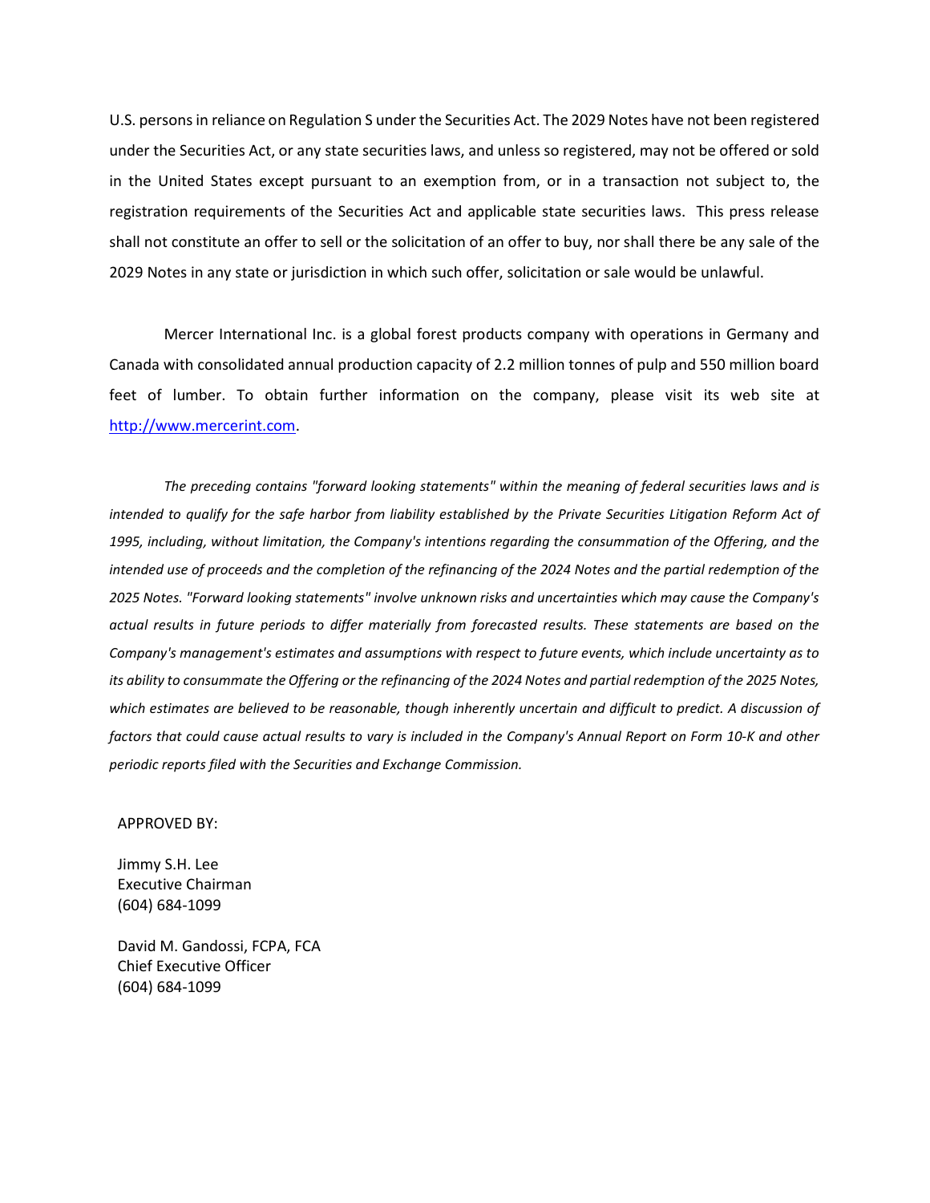U.S. persons in reliance on Regulation S under the Securities Act. The 2029 Notes have not been registered under the Securities Act, or any state securities laws, and unless so registered, may not be offered or sold in the United States except pursuant to an exemption from, or in a transaction not subject to, the registration requirements of the Securities Act and applicable state securities laws. This press release shall not constitute an offer to sell or the solicitation of an offer to buy, nor shall there be any sale of the 2029 Notes in any state or jurisdiction in which such offer, solicitation or sale would be unlawful.

Mercer International Inc. is a global forest products company with operations in Germany and Canada with consolidated annual production capacity of 2.2 million tonnes of pulp and 550 million board feet of lumber. To obtain further information on the company, please visit its web site at [http://www.mercerint.com](http://www.mercerint.com).

*The preceding contains "forward looking statements" within the meaning of federal securities laws and is intended to qualify for the safe harbor from liability established by the Private Securities Litigation Reform Act of 1995, including, without limitation, the Company's intentions regarding the consummation of the Offering, and the intended use of proceeds and the completion of the refinancing of the 2024 Notes and the partial redemption of the 2025 Notes. "Forward looking statements" involve unknown risks and uncertainties which may cause the Company's actual results in future periods to differ materially from forecasted results. These statements are based on the Company's management's estimates and assumptions with respect to future events, which include uncertainty as to its ability to consummate the Offering or the refinancing of the 2024 Notes and partial redemption of the 2025 Notes, which estimates are believed to be reasonable, though inherently uncertain and difficult to predict. A discussion of factors that could cause actual results to vary is included in the Company's Annual Report on Form 10-K and other periodic reports filed with the Securities and Exchange Commission.*

APPROVED BY:

Jimmy S.H. Lee
Executive Chairman
(604) 684-1099

David M. Gandossi, FCPA, FCA
Chief Executive Officer
(604) 684-1099